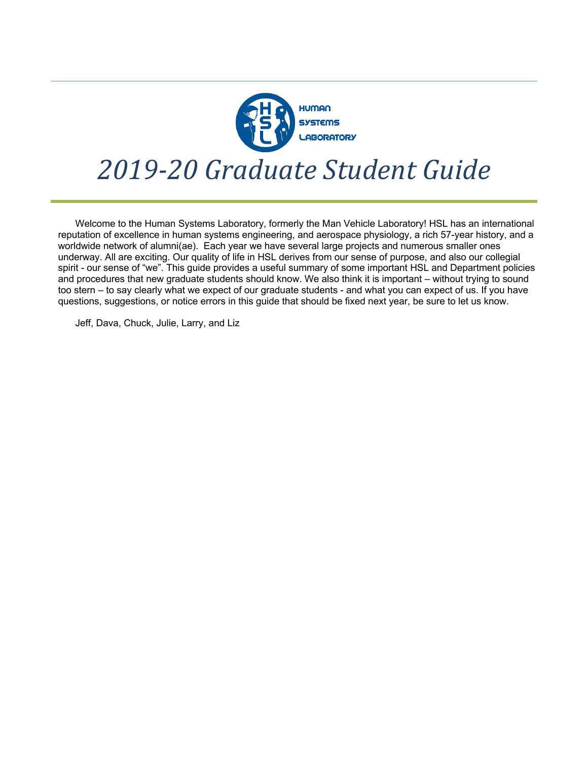HUMAN SYSTEMS LABORATORY

# *2019-20 Graduate Student Guide*

Welcome to the Human Systems Laboratory, formerly the Man Vehicle Laboratory! HSL has an international reputation of excellence in human systems engineering, and aerospace physiology, a rich 57-year history, and a worldwide network of alumni(ae). Each year we have several large projects and numerous smaller ones underway. All are exciting. Our quality of life in HSL derives from our sense of purpose, and also our collegial spirit - our sense of "we". This guide provides a useful summary of some important HSL and Department policies and procedures that new graduate students should know. We also think it is important – without trying to sound too stern – to say clearly what we expect of our graduate students - and what you can expect of us. If you have questions, suggestions, or notice errors in this guide that should be fixed next year, be sure to let us know.

Jeff, Dava, Chuck, Julie, Larry, and Liz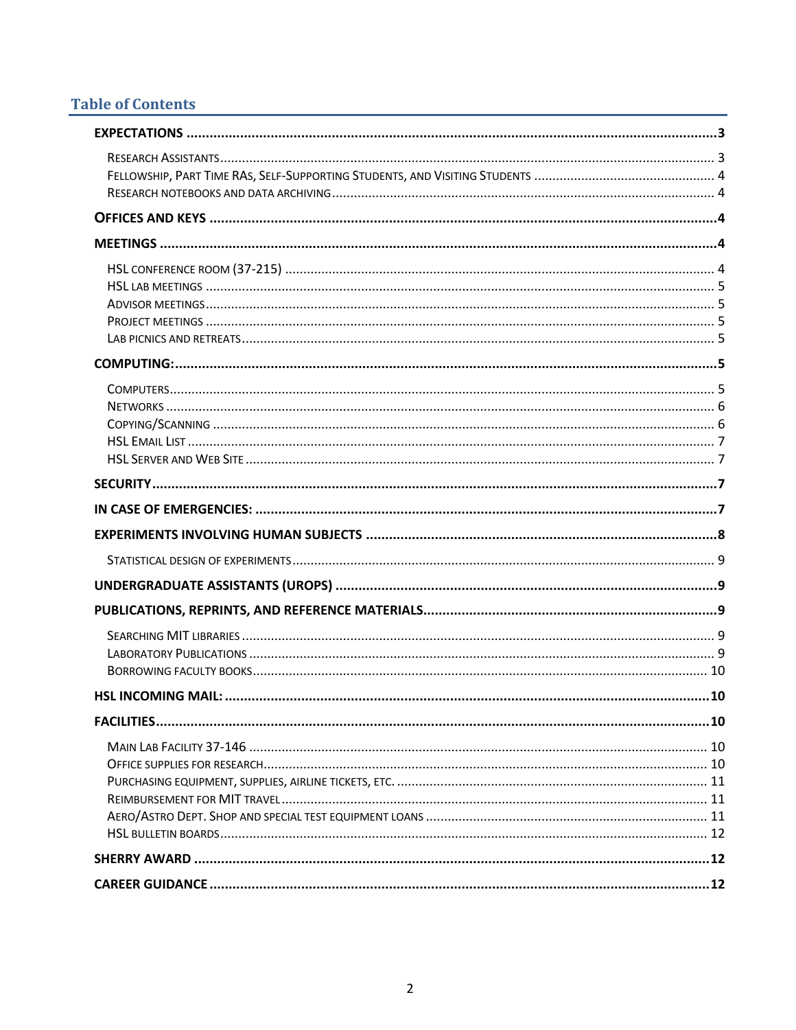# Table of Contents

**EXPECTATIONS** .......... **3**

- Research Assistants .......... 3
- Fellowship, Part Time RAs, Self-Supporting Students, and Visiting Students .......... 4
- Research notebooks and data archiving .......... 4

**OFFICES AND KEYS** .......... **4**

**MEETINGS** .......... **4**

- HSL conference room (37-215) .......... 4
- HSL lab meetings .......... 5
- Advisor meetings .......... 5
- Project meetings .......... 5
- Lab picnics and retreats .......... 5

**COMPUTING:** .......... **5**

- Computers .......... 5
- Networks .......... 6
- Copying/Scanning .......... 6
- HSL Email List .......... 7
- HSL Server and Web Site .......... 7

**SECURITY** .......... **7**

**IN CASE OF EMERGENCIES:** .......... **7**

**EXPERIMENTS INVOLVING HUMAN SUBJECTS** .......... **8**

- Statistical design of experiments .......... 9

**UNDERGRADUATE ASSISTANTS (UROPS)** .......... **9**

**PUBLICATIONS, REPRINTS, AND REFERENCE MATERIALS** .......... **9**

- Searching MIT libraries .......... 9
- Laboratory Publications .......... 9
- Borrowing faculty books .......... 10

**HSL INCOMING MAIL:** .......... **10**

**FACILITIES** .......... **10**

- Main Lab Facility 37-146 .......... 10
- Office supplies for research .......... 10
- Purchasing equipment, supplies, airline tickets, etc. .......... 11
- Reimbursement for MIT travel .......... 11
- Aero/Astro Dept. Shop and special test equipment loans .......... 11
- HSL bulletin boards .......... 12

**SHERRY AWARD** .......... **12**

**CAREER GUIDANCE** .......... **12**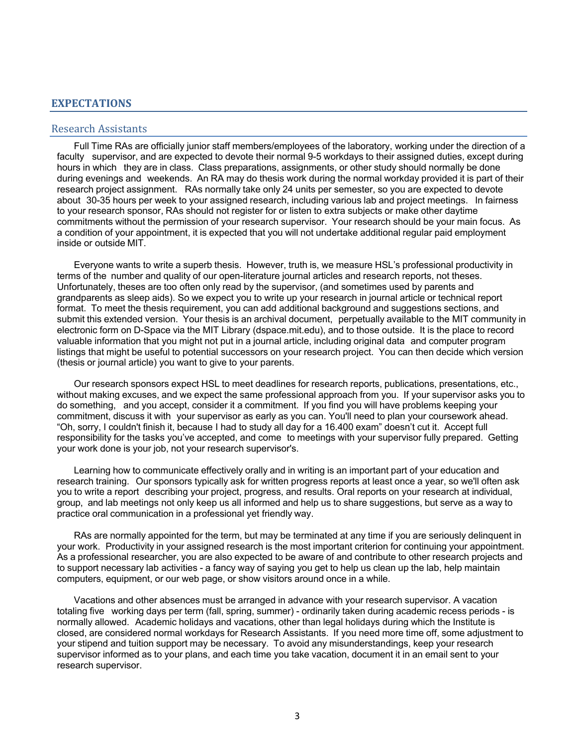## EXPECTATIONS

### Research Assistants

Full Time RAs are officially junior staff members/employees of the laboratory, working under the direction of a faculty supervisor, and are expected to devote their normal 9-5 workdays to their assigned duties, except during hours in which they are in class. Class preparations, assignments, or other study should normally be done during evenings and weekends. An RA may do thesis work during the normal workday provided it is part of their research project assignment. RAs normally take only 24 units per semester, so you are expected to devote about 30-35 hours per week to your assigned research, including various lab and project meetings. In fairness to your research sponsor, RAs should not register for or listen to extra subjects or make other daytime commitments without the permission of your research supervisor. Your research should be your main focus. As a condition of your appointment, it is expected that you will not undertake additional regular paid employment inside or outside MIT.

Everyone wants to write a superb thesis. However, truth is, we measure HSL's professional productivity in terms of the number and quality of our open-literature journal articles and research reports, not theses. Unfortunately, theses are too often only read by the supervisor, (and sometimes used by parents and grandparents as sleep aids). So we expect you to write up your research in journal article or technical report format. To meet the thesis requirement, you can add additional background and suggestions sections, and submit this extended version. Your thesis is an archival document, perpetually available to the MIT community in electronic form on D-Space via the MIT Library (dspace.mit.edu), and to those outside. It is the place to record valuable information that you might not put in a journal article, including original data and computer program listings that might be useful to potential successors on your research project. You can then decide which version (thesis or journal article) you want to give to your parents.

Our research sponsors expect HSL to meet deadlines for research reports, publications, presentations, etc., without making excuses, and we expect the same professional approach from you. If your supervisor asks you to do something, and you accept, consider it a commitment. If you find you will have problems keeping your commitment, discuss it with your supervisor as early as you can. You'll need to plan your coursework ahead. "Oh, sorry, I couldn't finish it, because I had to study all day for a 16.400 exam" doesn't cut it. Accept full responsibility for the tasks you've accepted, and come to meetings with your supervisor fully prepared. Getting your work done is your job, not your research supervisor's.

Learning how to communicate effectively orally and in writing is an important part of your education and research training. Our sponsors typically ask for written progress reports at least once a year, so we'll often ask you to write a report describing your project, progress, and results. Oral reports on your research at individual, group, and lab meetings not only keep us all informed and help us to share suggestions, but serve as a way to practice oral communication in a professional yet friendly way.

RAs are normally appointed for the term, but may be terminated at any time if you are seriously delinquent in your work. Productivity in your assigned research is the most important criterion for continuing your appointment. As a professional researcher, you are also expected to be aware of and contribute to other research projects and to support necessary lab activities - a fancy way of saying you get to help us clean up the lab, help maintain computers, equipment, or our web page, or show visitors around once in a while.

Vacations and other absences must be arranged in advance with your research supervisor. A vacation totaling five working days per term (fall, spring, summer) - ordinarily taken during academic recess periods - is normally allowed. Academic holidays and vacations, other than legal holidays during which the Institute is closed, are considered normal workdays for Research Assistants. If you need more time off, some adjustment to your stipend and tuition support may be necessary. To avoid any misunderstandings, keep your research supervisor informed as to your plans, and each time you take vacation, document it in an email sent to your research supervisor.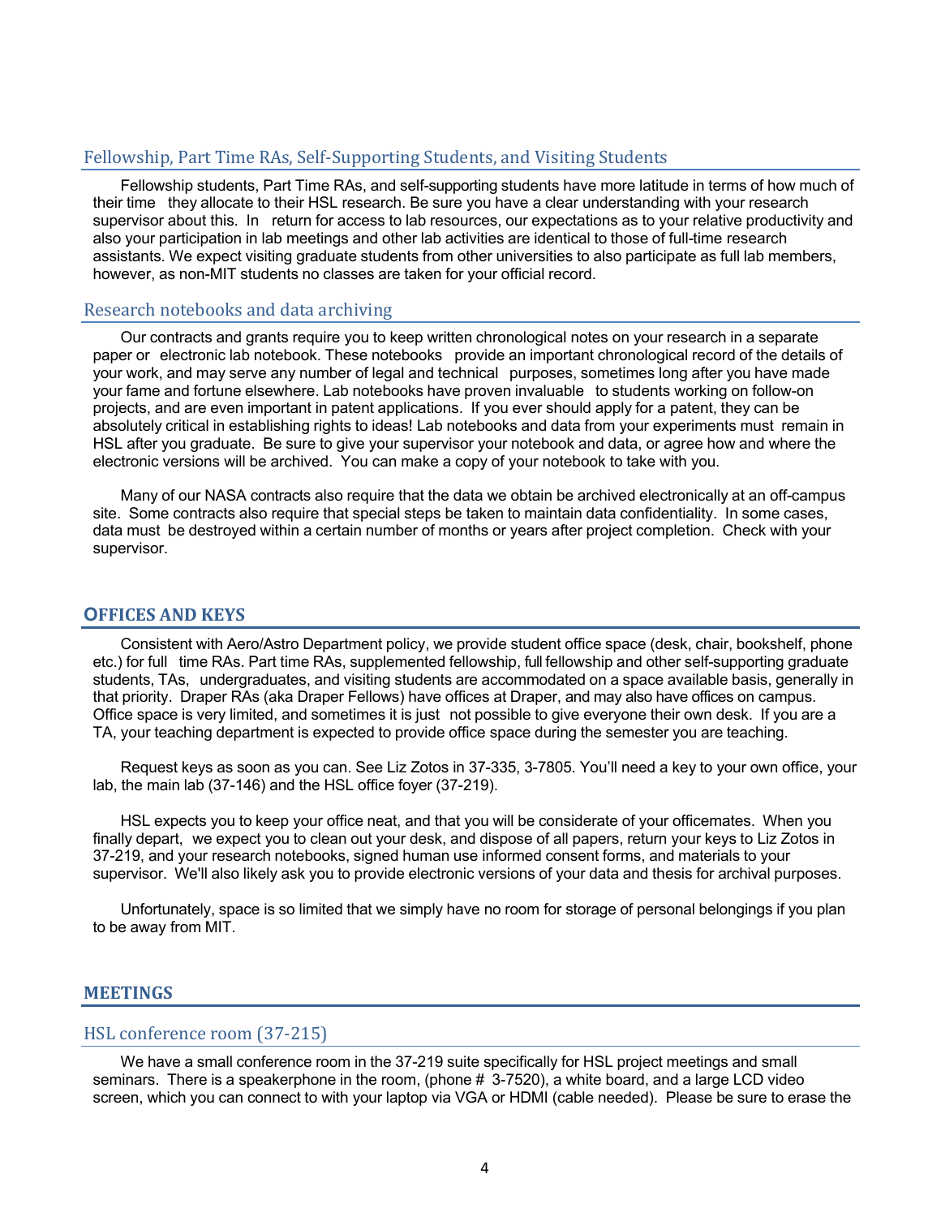### Fellowship, Part Time RAs, Self-Supporting Students, and Visiting Students

Fellowship students, Part Time RAs, and self-supporting students have more latitude in terms of how much of their time they allocate to their HSL research. Be sure you have a clear understanding with your research supervisor about this. In return for access to lab resources, our expectations as to your relative productivity and also your participation in lab meetings and other lab activities are identical to those of full-time research assistants. We expect visiting graduate students from other universities to also participate as full lab members, however, as non-MIT students no classes are taken for your official record.

### Research notebooks and data archiving

Our contracts and grants require you to keep written chronological notes on your research in a separate paper or electronic lab notebook. These notebooks provide an important chronological record of the details of your work, and may serve any number of legal and technical purposes, sometimes long after you have made your fame and fortune elsewhere. Lab notebooks have proven invaluable to students working on follow-on projects, and are even important in patent applications. If you ever should apply for a patent, they can be absolutely critical in establishing rights to ideas! Lab notebooks and data from your experiments must remain in HSL after you graduate. Be sure to give your supervisor your notebook and data, or agree how and where the electronic versions will be archived. You can make a copy of your notebook to take with you.

Many of our NASA contracts also require that the data we obtain be archived electronically at an off-campus site. Some contracts also require that special steps be taken to maintain data confidentiality. In some cases, data must be destroyed within a certain number of months or years after project completion. Check with your supervisor.

## OFFICES AND KEYS

Consistent with Aero/Astro Department policy, we provide student office space (desk, chair, bookshelf, phone etc.) for full time RAs. Part time RAs, supplemented fellowship, full fellowship and other self-supporting graduate students, TAs, undergraduates, and visiting students are accommodated on a space available basis, generally in that priority. Draper RAs (aka Draper Fellows) have offices at Draper, and may also have offices on campus. Office space is very limited, and sometimes it is just not possible to give everyone their own desk. If you are a TA, your teaching department is expected to provide office space during the semester you are teaching.

Request keys as soon as you can. See Liz Zotos in 37-335, 3-7805. You'll need a key to your own office, your lab, the main lab (37-146) and the HSL office foyer (37-219).

HSL expects you to keep your office neat, and that you will be considerate of your officemates. When you finally depart, we expect you to clean out your desk, and dispose of all papers, return your keys to Liz Zotos in 37-219, and your research notebooks, signed human use informed consent forms, and materials to your supervisor. We'll also likely ask you to provide electronic versions of your data and thesis for archival purposes.

Unfortunately, space is so limited that we simply have no room for storage of personal belongings if you plan to be away from MIT.

## MEETINGS

### HSL conference room (37-215)

We have a small conference room in the 37-219 suite specifically for HSL project meetings and small seminars. There is a speakerphone in the room, (phone # 3-7520), a white board, and a large LCD video screen, which you can connect to with your laptop via VGA or HDMI (cable needed). Please be sure to erase the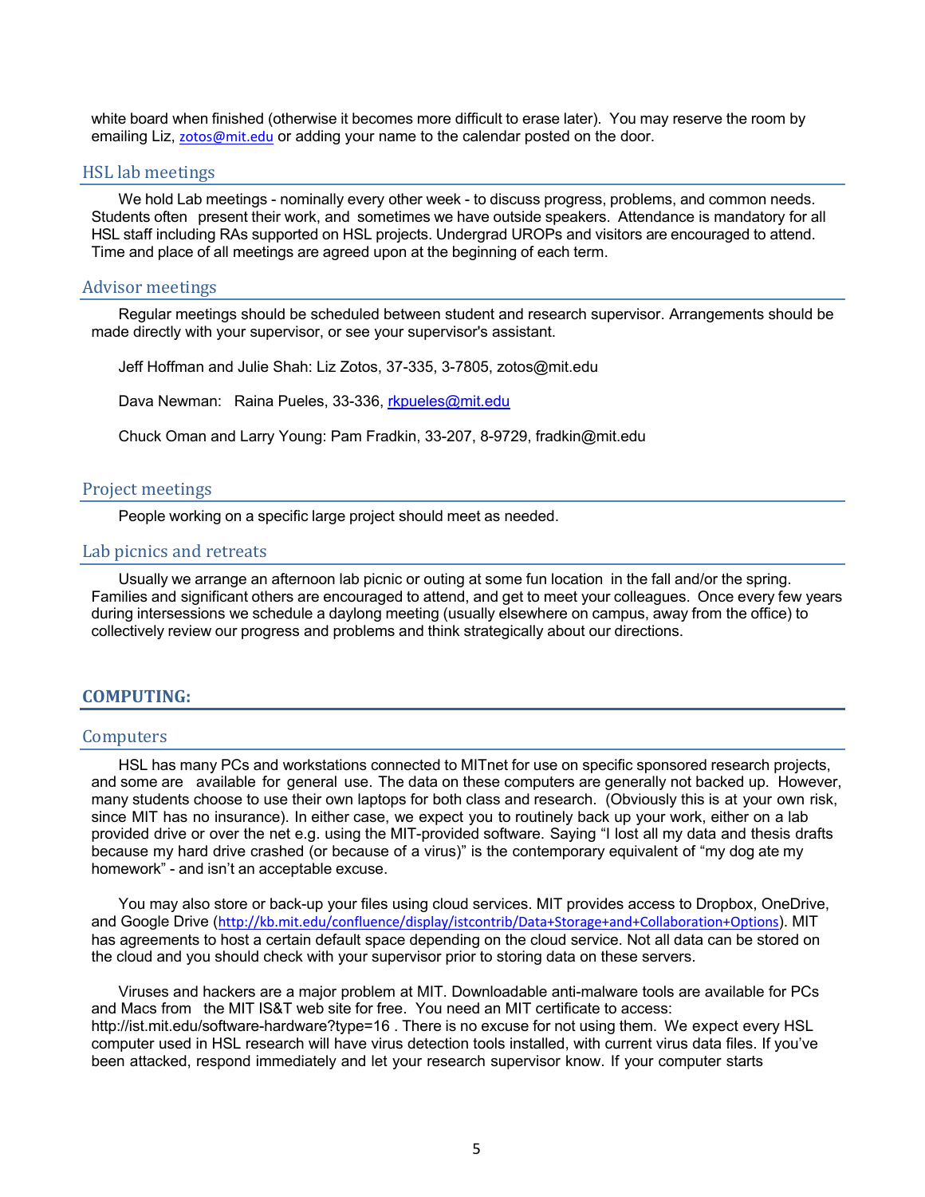white board when finished (otherwise it becomes more difficult to erase later). You may reserve the room by emailing Liz, zotos@mit.edu or adding your name to the calendar posted on the door.

### HSL lab meetings

We hold Lab meetings - nominally every other week - to discuss progress, problems, and common needs. Students often present their work, and sometimes we have outside speakers. Attendance is mandatory for all HSL staff including RAs supported on HSL projects. Undergrad UROPs and visitors are encouraged to attend. Time and place of all meetings are agreed upon at the beginning of each term.

### Advisor meetings

Regular meetings should be scheduled between student and research supervisor. Arrangements should be made directly with your supervisor, or see your supervisor's assistant.

Jeff Hoffman and Julie Shah: Liz Zotos, 37-335, 3-7805, zotos@mit.edu

Dava Newman: Raina Pueles, 33-336, rkpueles@mit.edu

Chuck Oman and Larry Young: Pam Fradkin, 33-207, 8-9729, fradkin@mit.edu

### Project meetings

People working on a specific large project should meet as needed.

### Lab picnics and retreats

Usually we arrange an afternoon lab picnic or outing at some fun location in the fall and/or the spring. Families and significant others are encouraged to attend, and get to meet your colleagues. Once every few years during intersessions we schedule a daylong meeting (usually elsewhere on campus, away from the office) to collectively review our progress and problems and think strategically about our directions.

## COMPUTING:

### Computers

HSL has many PCs and workstations connected to MITnet for use on specific sponsored research projects, and some are available for general use. The data on these computers are generally not backed up. However, many students choose to use their own laptops for both class and research. (Obviously this is at your own risk, since MIT has no insurance). In either case, we expect you to routinely back up your work, either on a lab provided drive or over the net e.g. using the MIT-provided software. Saying "I lost all my data and thesis drafts because my hard drive crashed (or because of a virus)" is the contemporary equivalent of "my dog ate my homework" - and isn't an acceptable excuse.

You may also store or back-up your files using cloud services. MIT provides access to Dropbox, OneDrive, and Google Drive (http://kb.mit.edu/confluence/display/istcontrib/Data+Storage+and+Collaboration+Options). MIT has agreements to host a certain default space depending on the cloud service. Not all data can be stored on the cloud and you should check with your supervisor prior to storing data on these servers.

Viruses and hackers are a major problem at MIT. Downloadable anti-malware tools are available for PCs and Macs from the MIT IS&T web site for free. You need an MIT certificate to access: http://ist.mit.edu/software-hardware?type=16 . There is no excuse for not using them. We expect every HSL computer used in HSL research will have virus detection tools installed, with current virus data files. If you've been attacked, respond immediately and let your research supervisor know. If your computer starts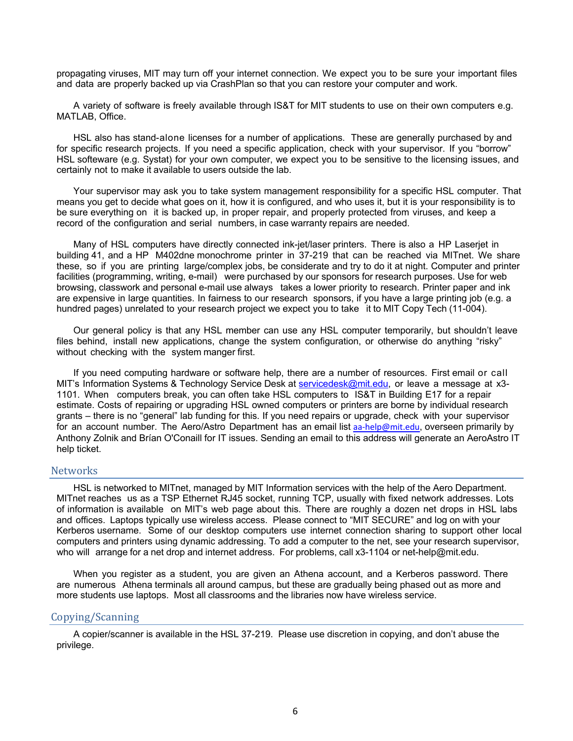propagating viruses, MIT may turn off your internet connection. We expect you to be sure your important files and data are properly backed up via CrashPlan so that you can restore your computer and work.

A variety of software is freely available through IS&T for MIT students to use on their own computers e.g. MATLAB, Office.

HSL also has stand-alone licenses for a number of applications. These are generally purchased by and for specific research projects. If you need a specific application, check with your supervisor. If you "borrow" HSL softeware (e.g. Systat) for your own computer, we expect you to be sensitive to the licensing issues, and certainly not to make it available to users outside the lab.

Your supervisor may ask you to take system management responsibility for a specific HSL computer. That means you get to decide what goes on it, how it is configured, and who uses it, but it is your responsibility is to be sure everything on it is backed up, in proper repair, and properly protected from viruses, and keep a record of the configuration and serial numbers, in case warranty repairs are needed.

Many of HSL computers have directly connected ink-jet/laser printers. There is also a HP Laserjet in building 41, and a HP M402dne monochrome printer in 37-219 that can be reached via MITnet. We share these, so if you are printing large/complex jobs, be considerate and try to do it at night. Computer and printer facilities (programming, writing, e-mail) were purchased by our sponsors for research purposes. Use for web browsing, classwork and personal e-mail use always takes a lower priority to research. Printer paper and ink are expensive in large quantities. In fairness to our research sponsors, if you have a large printing job (e.g. a hundred pages) unrelated to your research project we expect you to take it to MIT Copy Tech (11-004).

Our general policy is that any HSL member can use any HSL computer temporarily, but shouldn't leave files behind, install new applications, change the system configuration, or otherwise do anything "risky" without checking with the system manger first.

If you need computing hardware or software help, there are a number of resources. First email or call MIT's Information Systems & Technology Service Desk at servicedesk@mit.edu, or leave a message at x3-1101. When computers break, you can often take HSL computers to IS&T in Building E17 for a repair estimate. Costs of repairing or upgrading HSL owned computers or printers are borne by individual research grants – there is no "general" lab funding for this. If you need repairs or upgrade, check with your supervisor for an account number. The Aero/Astro Department has an email list aa-help@mit.edu, overseen primarily by Anthony Zolnik and Brían O'Conaill for IT issues. Sending an email to this address will generate an AeroAstro IT help ticket.

## Networks

HSL is networked to MITnet, managed by MIT Information services with the help of the Aero Department. MITnet reaches us as a TSP Ethernet RJ45 socket, running TCP, usually with fixed network addresses. Lots of information is available on MIT's web page about this. There are roughly a dozen net drops in HSL labs and offices. Laptops typically use wireless access. Please connect to "MIT SECURE" and log on with your Kerberos username. Some of our desktop computers use internet connection sharing to support other local computers and printers using dynamic addressing. To add a computer to the net, see your research supervisor, who will arrange for a net drop and internet address. For problems, call x3-1104 or net-help@mit.edu.

When you register as a student, you are given an Athena account, and a Kerberos password. There are numerous Athena terminals all around campus, but these are gradually being phased out as more and more students use laptops. Most all classrooms and the libraries now have wireless service.

## Copying/Scanning

A copier/scanner is available in the HSL 37-219. Please use discretion in copying, and don't abuse the privilege.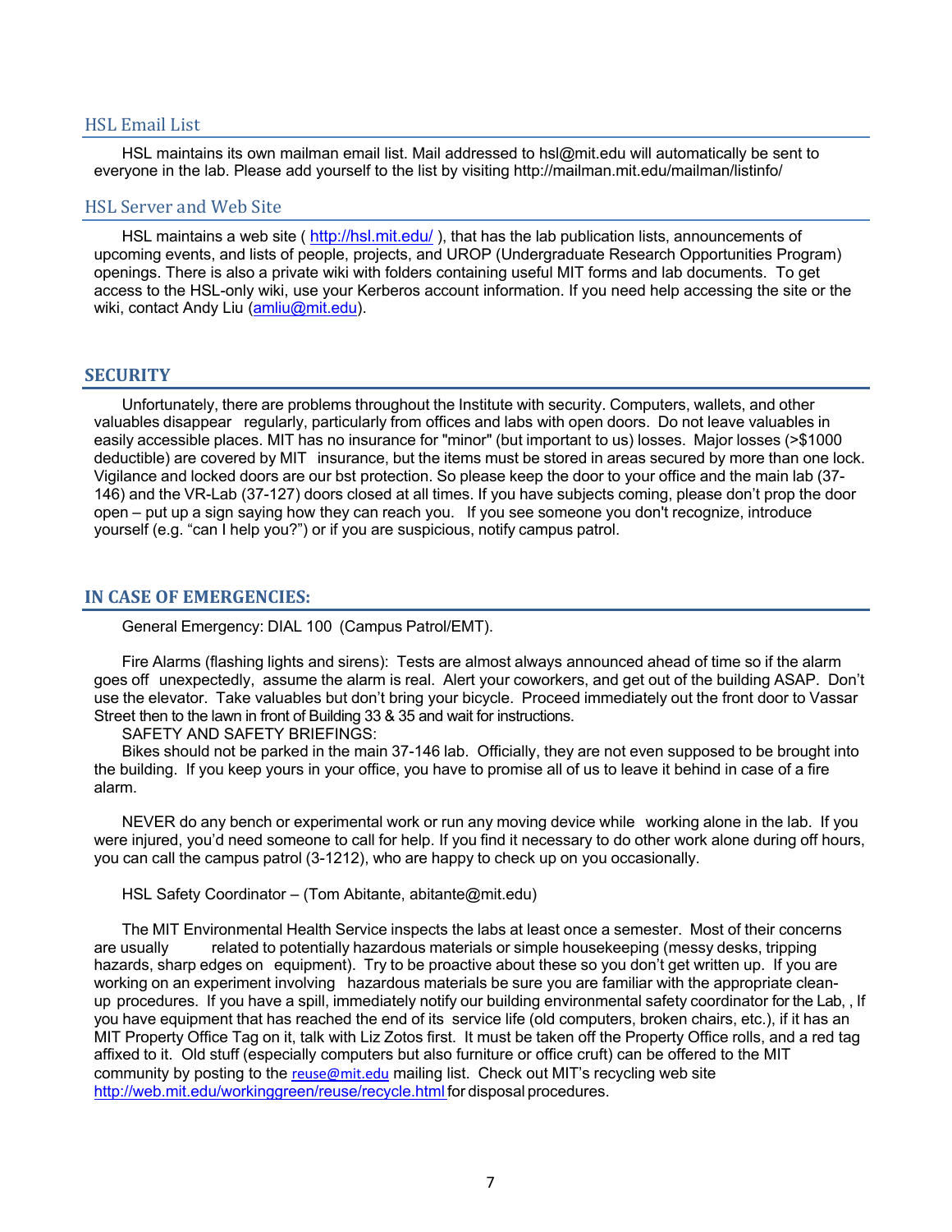## HSL Email List

HSL maintains its own mailman email list. Mail addressed to hsl@mit.edu will automatically be sent to everyone in the lab. Please add yourself to the list by visiting http://mailman.mit.edu/mailman/listinfo/

## HSL Server and Web Site

HSL maintains a web site ( http://hsl.mit.edu/ ), that has the lab publication lists, announcements of upcoming events, and lists of people, projects, and UROP (Undergraduate Research Opportunities Program) openings. There is also a private wiki with folders containing useful MIT forms and lab documents. To get access to the HSL-only wiki, use your Kerberos account information. If you need help accessing the site or the wiki, contact Andy Liu (amliu@mit.edu).

# SECURITY

Unfortunately, there are problems throughout the Institute with security. Computers, wallets, and other valuables disappear regularly, particularly from offices and labs with open doors. Do not leave valuables in easily accessible places. MIT has no insurance for "minor" (but important to us) losses. Major losses (>$1000 deductible) are covered by MIT insurance, but the items must be stored in areas secured by more than one lock. Vigilance and locked doors are our bst protection. So please keep the door to your office and the main lab (37-146) and the VR-Lab (37-127) doors closed at all times. If you have subjects coming, please don't prop the door open – put up a sign saying how they can reach you. If you see someone you don't recognize, introduce yourself (e.g. "can I help you?") or if you are suspicious, notify campus patrol.

# IN CASE OF EMERGENCIES:

General Emergency: DIAL 100 (Campus Patrol/EMT).

Fire Alarms (flashing lights and sirens): Tests are almost always announced ahead of time so if the alarm goes off unexpectedly, assume the alarm is real. Alert your coworkers, and get out of the building ASAP. Don't use the elevator. Take valuables but don't bring your bicycle. Proceed immediately out the front door to Vassar Street then to the lawn in front of Building 33 & 35 and wait for instructions.

SAFETY AND SAFETY BRIEFINGS:

Bikes should not be parked in the main 37-146 lab. Officially, they are not even supposed to be brought into the building. If you keep yours in your office, you have to promise all of us to leave it behind in case of a fire alarm.

NEVER do any bench or experimental work or run any moving device while working alone in the lab. If you were injured, you'd need someone to call for help. If you find it necessary to do other work alone during off hours, you can call the campus patrol (3-1212), who are happy to check up on you occasionally.

HSL Safety Coordinator – (Tom Abitante, abitante@mit.edu)

The MIT Environmental Health Service inspects the labs at least once a semester. Most of their concerns are usually related to potentially hazardous materials or simple housekeeping (messy desks, tripping hazards, sharp edges on equipment). Try to be proactive about these so you don't get written up. If you are working on an experiment involving hazardous materials be sure you are familiar with the appropriate clean-up procedures. If you have a spill, immediately notify our building environmental safety coordinator for the Lab, , If you have equipment that has reached the end of its service life (old computers, broken chairs, etc.), if it has an MIT Property Office Tag on it, talk with Liz Zotos first. It must be taken off the Property Office rolls, and a red tag affixed to it. Old stuff (especially computers but also furniture or office cruft) can be offered to the MIT community by posting to the reuse@mit.edu mailing list. Check out MIT's recycling web site http://web.mit.edu/workinggreen/reuse/recycle.html for disposal procedures.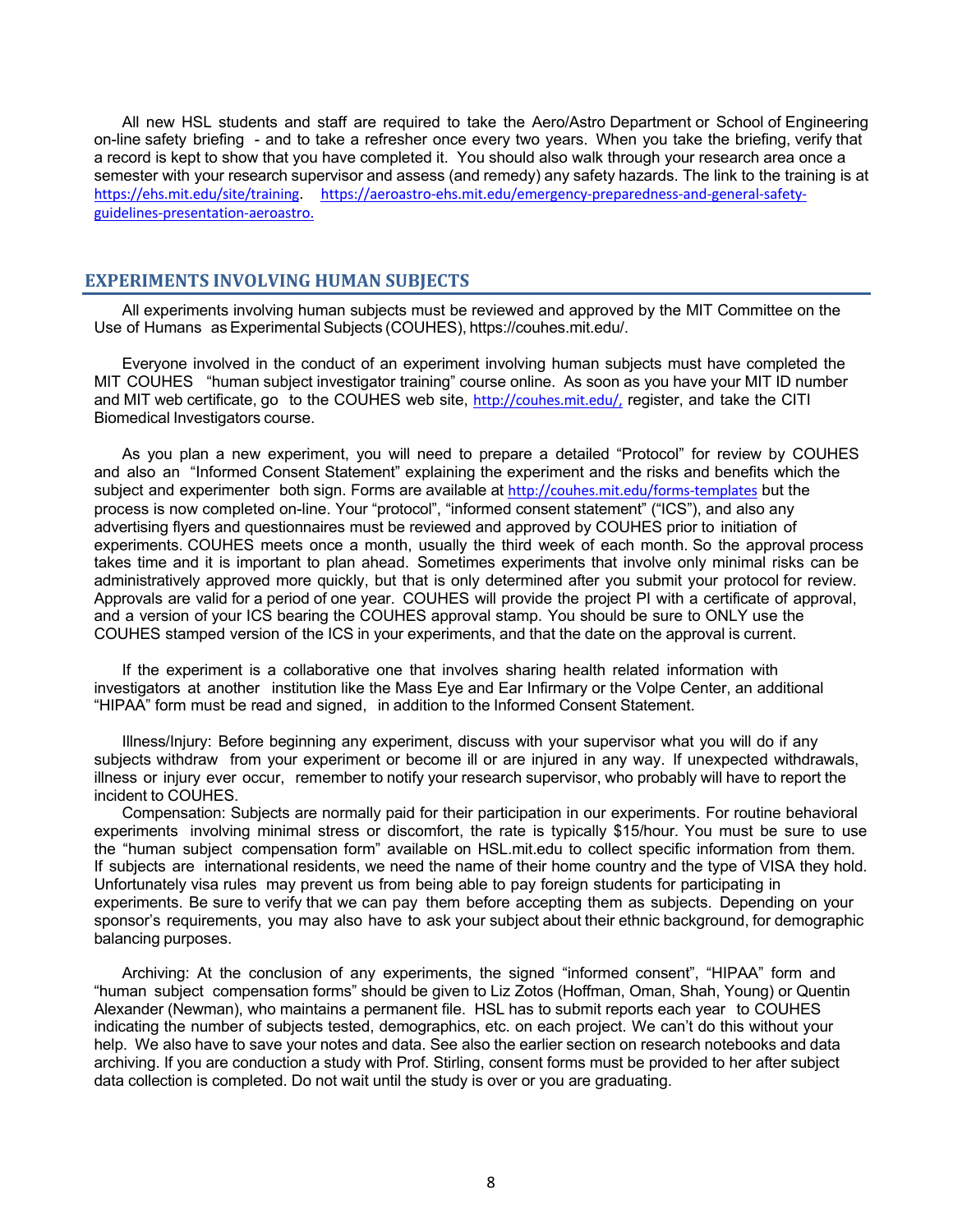All new HSL students and staff are required to take the Aero/Astro Department or School of Engineering on-line safety briefing - and to take a refresher once every two years. When you take the briefing, verify that a record is kept to show that you have completed it. You should also walk through your research area once a semester with your research supervisor and assess (and remedy) any safety hazards. The link to the training is at https://ehs.mit.edu/site/training. https://aeroastro-ehs.mit.edu/emergency-preparedness-and-general-safety-guidelines-presentation-aeroastro.

## EXPERIMENTS INVOLVING HUMAN SUBJECTS

All experiments involving human subjects must be reviewed and approved by the MIT Committee on the Use of Humans as Experimental Subjects (COUHES), https://couhes.mit.edu/.

Everyone involved in the conduct of an experiment involving human subjects must have completed the MIT COUHES "human subject investigator training" course online. As soon as you have your MIT ID number and MIT web certificate, go to the COUHES web site, http://couhes.mit.edu/, register, and take the CITI Biomedical Investigators course.

As you plan a new experiment, you will need to prepare a detailed "Protocol" for review by COUHES and also an "Informed Consent Statement" explaining the experiment and the risks and benefits which the subject and experimenter both sign. Forms are available at http://couhes.mit.edu/forms-templates but the process is now completed on-line. Your "protocol", "informed consent statement" ("ICS"), and also any advertising flyers and questionnaires must be reviewed and approved by COUHES prior to initiation of experiments. COUHES meets once a month, usually the third week of each month. So the approval process takes time and it is important to plan ahead. Sometimes experiments that involve only minimal risks can be administratively approved more quickly, but that is only determined after you submit your protocol for review. Approvals are valid for a period of one year. COUHES will provide the project PI with a certificate of approval, and a version of your ICS bearing the COUHES approval stamp. You should be sure to ONLY use the COUHES stamped version of the ICS in your experiments, and that the date on the approval is current.

If the experiment is a collaborative one that involves sharing health related information with investigators at another institution like the Mass Eye and Ear Infirmary or the Volpe Center, an additional "HIPAA" form must be read and signed, in addition to the Informed Consent Statement.

Illness/Injury: Before beginning any experiment, discuss with your supervisor what you will do if any subjects withdraw from your experiment or become ill or are injured in any way. If unexpected withdrawals, illness or injury ever occur, remember to notify your research supervisor, who probably will have to report the incident to COUHES.

Compensation: Subjects are normally paid for their participation in our experiments. For routine behavioral experiments involving minimal stress or discomfort, the rate is typically $15/hour. You must be sure to use the "human subject compensation form" available on HSL.mit.edu to collect specific information from them. If subjects are international residents, we need the name of their home country and the type of VISA they hold. Unfortunately visa rules may prevent us from being able to pay foreign students for participating in experiments. Be sure to verify that we can pay them before accepting them as subjects. Depending on your sponsor's requirements, you may also have to ask your subject about their ethnic background, for demographic balancing purposes.

Archiving: At the conclusion of any experiments, the signed "informed consent", "HIPAA" form and "human subject compensation forms" should be given to Liz Zotos (Hoffman, Oman, Shah, Young) or Quentin Alexander (Newman), who maintains a permanent file. HSL has to submit reports each year to COUHES indicating the number of subjects tested, demographics, etc. on each project. We can't do this without your help. We also have to save your notes and data. See also the earlier section on research notebooks and data archiving. If you are conduction a study with Prof. Stirling, consent forms must be provided to her after subject data collection is completed. Do not wait until the study is over or you are graduating.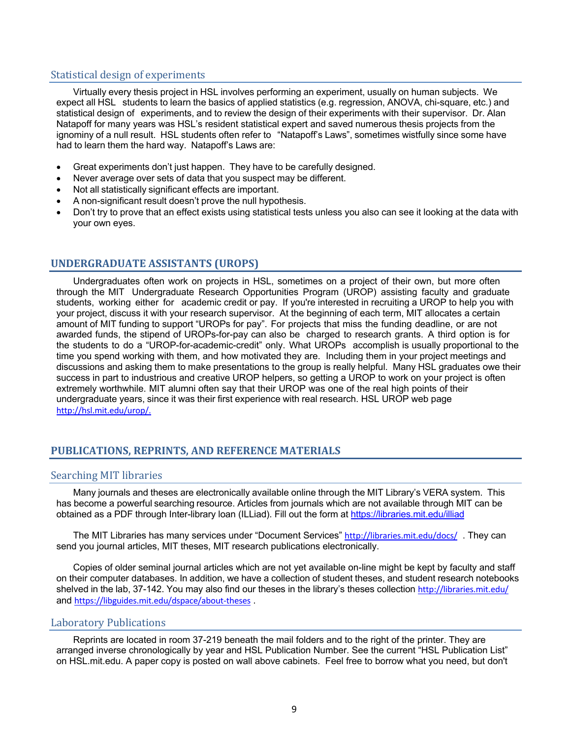### Statistical design of experiments

Virtually every thesis project in HSL involves performing an experiment, usually on human subjects. We expect all HSL students to learn the basics of applied statistics (e.g. regression, ANOVA, chi-square, etc.) and statistical design of experiments, and to review the design of their experiments with their supervisor. Dr. Alan Natapoff for many years was HSL's resident statistical expert and saved numerous thesis projects from the ignominy of a null result. HSL students often refer to "Natapoff's Laws", sometimes wistfully since some have had to learn them the hard way. Natapoff's Laws are:

- Great experiments don't just happen. They have to be carefully designed.
- Never average over sets of data that you suspect may be different.
- Not all statistically significant effects are important.
- A non-significant result doesn't prove the null hypothesis.
- Don't try to prove that an effect exists using statistical tests unless you also can see it looking at the data with your own eyes.

## UNDERGRADUATE ASSISTANTS (UROPS)

Undergraduates often work on projects in HSL, sometimes on a project of their own, but more often through the MIT Undergraduate Research Opportunities Program (UROP) assisting faculty and graduate students, working either for academic credit or pay. If you're interested in recruiting a UROP to help you with your project, discuss it with your research supervisor. At the beginning of each term, MIT allocates a certain amount of MIT funding to support "UROPs for pay". For projects that miss the funding deadline, or are not awarded funds, the stipend of UROPs-for-pay can also be charged to research grants. A third option is for the students to do a "UROP-for-academic-credit" only. What UROPs accomplish is usually proportional to the time you spend working with them, and how motivated they are. Including them in your project meetings and discussions and asking them to make presentations to the group is really helpful. Many HSL graduates owe their success in part to industrious and creative UROP helpers, so getting a UROP to work on your project is often extremely worthwhile. MIT alumni often say that their UROP was one of the real high points of their undergraduate years, since it was their first experience with real research. HSL UROP web page http://hsl.mit.edu/urop/.

## PUBLICATIONS, REPRINTS, AND REFERENCE MATERIALS

### Searching MIT libraries

Many journals and theses are electronically available online through the MIT Library's VERA system. This has become a powerful searching resource. Articles from journals which are not available through MIT can be obtained as a PDF through Inter-library loan (ILLiad). Fill out the form at https://libraries.mit.edu/illiad

The MIT Libraries has many services under "Document Services" http://libraries.mit.edu/docs/ . They can send you journal articles, MIT theses, MIT research publications electronically.

Copies of older seminal journal articles which are not yet available on-line might be kept by faculty and staff on their computer databases. In addition, we have a collection of student theses, and student research notebooks shelved in the lab, 37-142. You may also find our theses in the library's theses collection http://libraries.mit.edu/ and https://libguides.mit.edu/dspace/about-theses .

### Laboratory Publications

Reprints are located in room 37-219 beneath the mail folders and to the right of the printer. They are arranged inverse chronologically by year and HSL Publication Number. See the current "HSL Publication List" on HSL.mit.edu. A paper copy is posted on wall above cabinets. Feel free to borrow what you need, but don't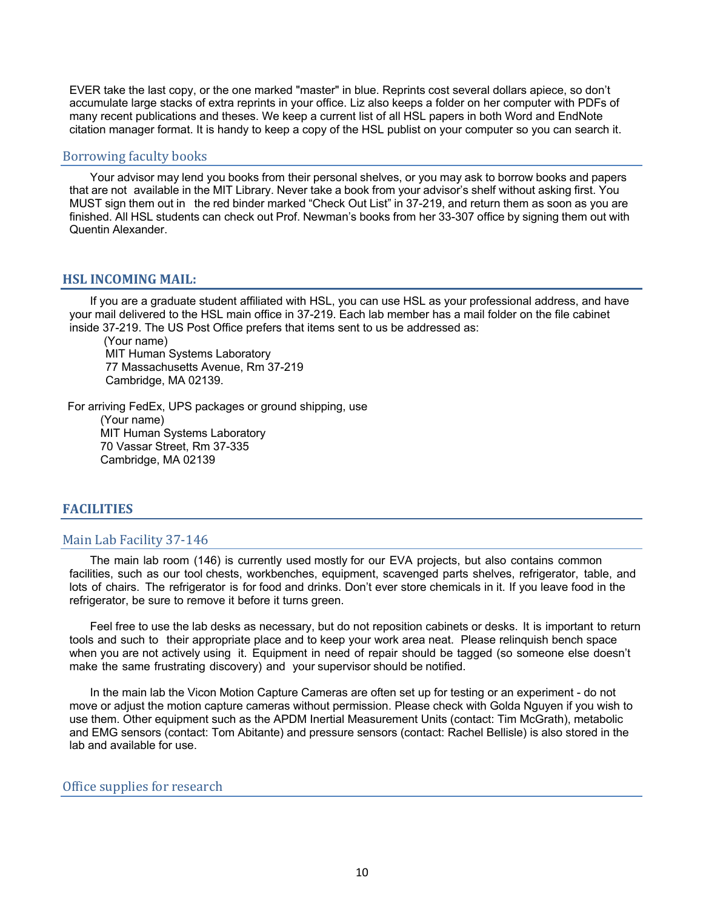EVER take the last copy, or the one marked "master" in blue. Reprints cost several dollars apiece, so don't accumulate large stacks of extra reprints in your office. Liz also keeps a folder on her computer with PDFs of many recent publications and theses. We keep a current list of all HSL papers in both Word and EndNote citation manager format. It is handy to keep a copy of the HSL publist on your computer so you can search it.

### Borrowing faculty books

Your advisor may lend you books from their personal shelves, or you may ask to borrow books and papers that are not available in the MIT Library. Never take a book from your advisor's shelf without asking first. You MUST sign them out in the red binder marked "Check Out List" in 37-219, and return them as soon as you are finished. All HSL students can check out Prof. Newman's books from her 33-307 office by signing them out with Quentin Alexander.

## HSL INCOMING MAIL:

If you are a graduate student affiliated with HSL, you can use HSL as your professional address, and have your mail delivered to the HSL main office in 37-219. Each lab member has a mail folder on the file cabinet inside 37-219. The US Post Office prefers that items sent to us be addressed as:

(Your name)  
MIT Human Systems Laboratory  
77 Massachusetts Avenue, Rm 37-219  
Cambridge, MA 02139.

For arriving FedEx, UPS packages or ground shipping, use

(Your name)  
MIT Human Systems Laboratory  
70 Vassar Street, Rm 37-335  
Cambridge, MA 02139

## FACILITIES

### Main Lab Facility 37-146

The main lab room (146) is currently used mostly for our EVA projects, but also contains common facilities, such as our tool chests, workbenches, equipment, scavenged parts shelves, refrigerator, table, and lots of chairs. The refrigerator is for food and drinks. Don't ever store chemicals in it. If you leave food in the refrigerator, be sure to remove it before it turns green.

Feel free to use the lab desks as necessary, but do not reposition cabinets or desks. It is important to return tools and such to their appropriate place and to keep your work area neat. Please relinquish bench space when you are not actively using it. Equipment in need of repair should be tagged (so someone else doesn't make the same frustrating discovery) and your supervisor should be notified.

In the main lab the Vicon Motion Capture Cameras are often set up for testing or an experiment - do not move or adjust the motion capture cameras without permission. Please check with Golda Nguyen if you wish to use them. Other equipment such as the APDM Inertial Measurement Units (contact: Tim McGrath), metabolic and EMG sensors (contact: Tom Abitante) and pressure sensors (contact: Rachel Bellisle) is also stored in the lab and available for use.

### Office supplies for research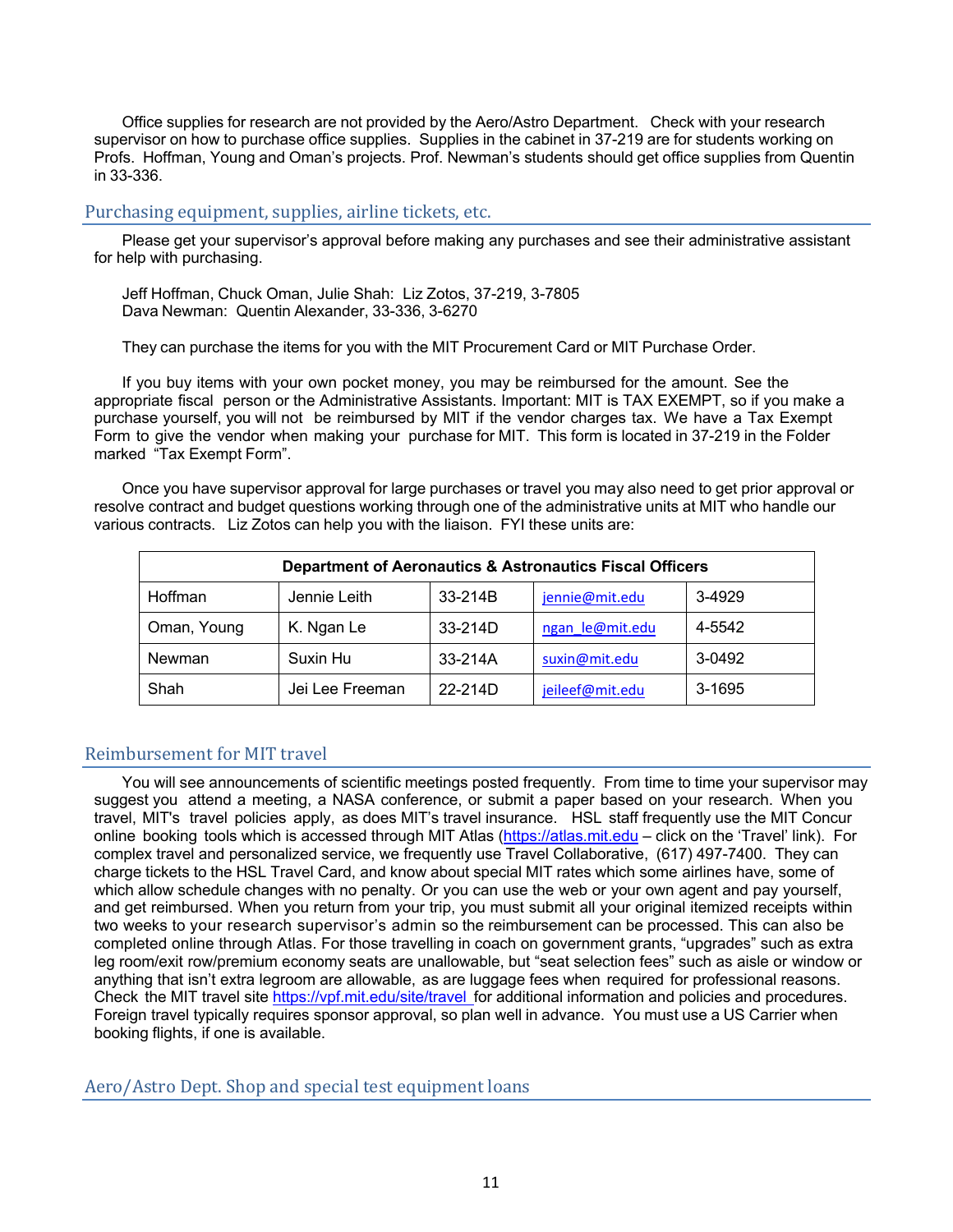Office supplies for research are not provided by the Aero/Astro Department. Check with your research supervisor on how to purchase office supplies. Supplies in the cabinet in 37-219 are for students working on Profs. Hoffman, Young and Oman's projects. Prof. Newman's students should get office supplies from Quentin in 33-336.

## Purchasing equipment, supplies, airline tickets, etc.

Please get your supervisor's approval before making any purchases and see their administrative assistant for help with purchasing.

Jeff Hoffman, Chuck Oman, Julie Shah: Liz Zotos, 37-219, 3-7805
Dava Newman: Quentin Alexander, 33-336, 3-6270

They can purchase the items for you with the MIT Procurement Card or MIT Purchase Order.

If you buy items with your own pocket money, you may be reimbursed for the amount. See the appropriate fiscal person or the Administrative Assistants. Important: MIT is TAX EXEMPT, so if you make a purchase yourself, you will not be reimbursed by MIT if the vendor charges tax. We have a Tax Exempt Form to give the vendor when making your purchase for MIT. This form is located in 37-219 in the Folder marked "Tax Exempt Form".

Once you have supervisor approval for large purchases or travel you may also need to get prior approval or resolve contract and budget questions working through one of the administrative units at MIT who handle our various contracts. Liz Zotos can help you with the liaison. FYI these units are:

| Department of Aeronautics & Astronautics Fiscal Officers | | | | |
|---|---|---|---|---|
| Hoffman | Jennie Leith | 33-214B | jennie@mit.edu | 3-4929 |
| Oman, Young | K. Ngan Le | 33-214D | ngan_le@mit.edu | 4-5542 |
| Newman | Suxin Hu | 33-214A | suxin@mit.edu | 3-0492 |
| Shah | Jei Lee Freeman | 22-214D | jeileef@mit.edu | 3-1695 |

## Reimbursement for MIT travel

You will see announcements of scientific meetings posted frequently. From time to time your supervisor may suggest you attend a meeting, a NASA conference, or submit a paper based on your research. When you travel, MIT's travel policies apply, as does MIT's travel insurance. HSL staff frequently use the MIT Concur online booking tools which is accessed through MIT Atlas (https://atlas.mit.edu – click on the 'Travel' link). For complex travel and personalized service, we frequently use Travel Collaborative, (617) 497-7400. They can charge tickets to the HSL Travel Card, and know about special MIT rates which some airlines have, some of which allow schedule changes with no penalty. Or you can use the web or your own agent and pay yourself, and get reimbursed. When you return from your trip, you must submit all your original itemized receipts within two weeks to your research supervisor's admin so the reimbursement can be processed. This can also be completed online through Atlas. For those travelling in coach on government grants, "upgrades" such as extra leg room/exit row/premium economy seats are unallowable, but "seat selection fees" such as aisle or window or anything that isn't extra legroom are allowable, as are luggage fees when required for professional reasons. Check the MIT travel site https://vpf.mit.edu/site/travel for additional information and policies and procedures. Foreign travel typically requires sponsor approval, so plan well in advance. You must use a US Carrier when booking flights, if one is available.

## Aero/Astro Dept. Shop and special test equipment loans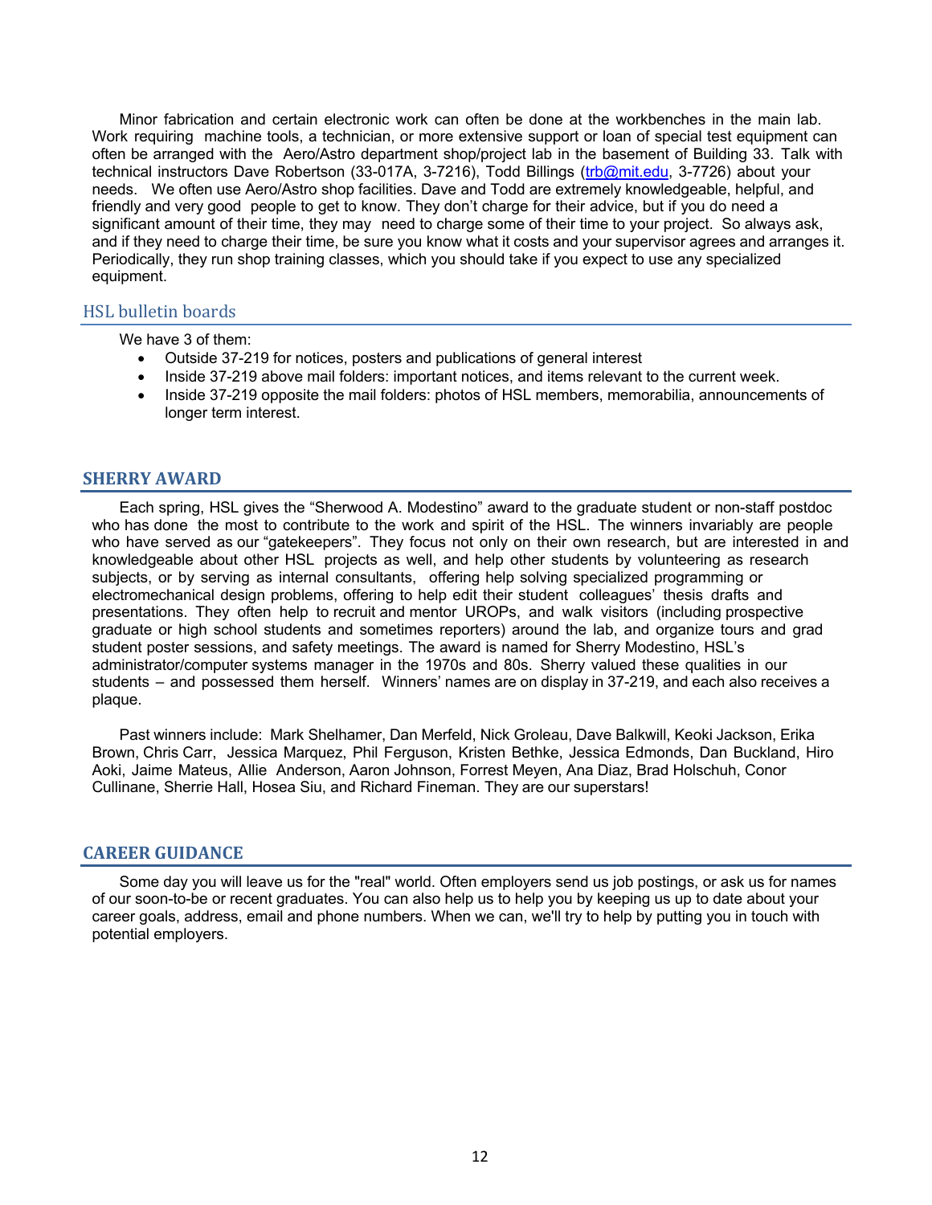Minor fabrication and certain electronic work can often be done at the workbenches in the main lab. Work requiring machine tools, a technician, or more extensive support or loan of special test equipment can often be arranged with the Aero/Astro department shop/project lab in the basement of Building 33. Talk with technical instructors Dave Robertson (33-017A, 3-7216), Todd Billings (trb@mit.edu, 3-7726) about your needs. We often use Aero/Astro shop facilities. Dave and Todd are extremely knowledgeable, helpful, and friendly and very good people to get to know. They don't charge for their advice, but if you do need a significant amount of their time, they may need to charge some of their time to your project. So always ask, and if they need to charge their time, be sure you know what it costs and your supervisor agrees and arranges it. Periodically, they run shop training classes, which you should take if you expect to use any specialized equipment.

### HSL bulletin boards

We have 3 of them:

- Outside 37-219 for notices, posters and publications of general interest
- Inside 37-219 above mail folders: important notices, and items relevant to the current week.
- Inside 37-219 opposite the mail folders: photos of HSL members, memorabilia, announcements of longer term interest.

## SHERRY AWARD

Each spring, HSL gives the "Sherwood A. Modestino" award to the graduate student or non-staff postdoc who has done the most to contribute to the work and spirit of the HSL. The winners invariably are people who have served as our "gatekeepers". They focus not only on their own research, but are interested in and knowledgeable about other HSL projects as well, and help other students by volunteering as research subjects, or by serving as internal consultants, offering help solving specialized programming or electromechanical design problems, offering to help edit their student colleagues' thesis drafts and presentations. They often help to recruit and mentor UROPs, and walk visitors (including prospective graduate or high school students and sometimes reporters) around the lab, and organize tours and grad student poster sessions, and safety meetings. The award is named for Sherry Modestino, HSL's administrator/computer systems manager in the 1970s and 80s. Sherry valued these qualities in our students – and possessed them herself. Winners' names are on display in 37-219, and each also receives a plaque.

Past winners include: Mark Shelhamer, Dan Merfeld, Nick Groleau, Dave Balkwill, Keoki Jackson, Erika Brown, Chris Carr, Jessica Marquez, Phil Ferguson, Kristen Bethke, Jessica Edmonds, Dan Buckland, Hiro Aoki, Jaime Mateus, Allie Anderson, Aaron Johnson, Forrest Meyen, Ana Diaz, Brad Holschuh, Conor Cullinane, Sherrie Hall, Hosea Siu, and Richard Fineman. They are our superstars!

## CAREER GUIDANCE

Some day you will leave us for the "real" world. Often employers send us job postings, or ask us for names of our soon-to-be or recent graduates. You can also help us to help you by keeping us up to date about your career goals, address, email and phone numbers. When we can, we'll try to help by putting you in touch with potential employers.